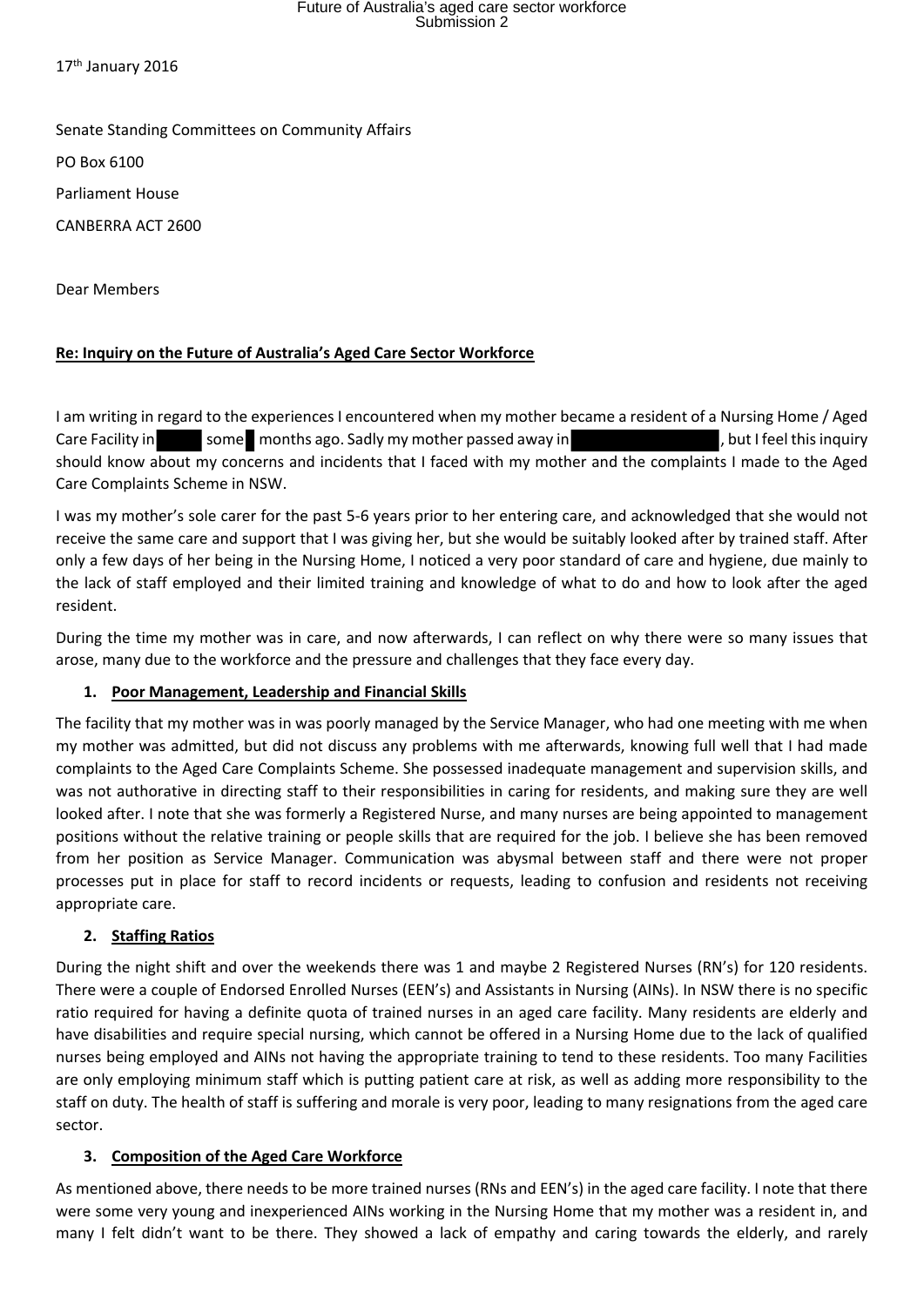17th January 2016

Senate Standing Committees on Community Affairs

PO Box 6100

Parliament House

CANBERRA ACT 2600

Dear Members

**Re: Inquiry on the Future of Australia's Aged Care Sector Workforce**

I am writing in regard to the experiences I encountered when my mother became a resident of a Nursing Home / Aged Care Facility in some months ago. Sadly my mother passed away in , but I feel this inquiry should know about my concerns and incidents that I faced with my mother and the complaints I made to the Aged Care Complaints Scheme in NSW.

I was my mother's sole carer for the past 5-6 years prior to her entering care, and acknowledged that she would not receive the same care and support that I was giving her, but she would be suitably looked after by trained staff. After only a few days of her being in the Nursing Home, I noticed a very poor standard of care and hygiene, due mainly to the lack of staff employed and their limited training and knowledge of what to do and how to look after the aged resident.

During the time my mother was in care, and now afterwards, I can reflect on why there were so many issues that arose, many due to the workforce and the pressure and challenges that they face every day.

1. **Poor Management, Leadership and Financial Skills**

The facility that my mother was in was poorly managed by the Service Manager, who had one meeting with me when my mother was admitted, but did not discuss any problems with me afterwards, knowing full well that I had made complaints to the Aged Care Complaints Scheme. She possessed inadequate management and supervision skills, and was not authorative in directing staff to their responsibilities in caring for residents, and making sure they are well looked after. I note that she was formerly a Registered Nurse, and many nurses are being appointed to management positions without the relative training or people skills that are required for the job. I believe she has been removed from her position as Service Manager. Communication was abysmal between staff and there were not proper processes put in place for staff to record incidents or requests, leading to confusion and residents not receiving appropriate care.

2. **Staffing Ratios**

During the night shift and over the weekends there was 1 and maybe 2 Registered Nurses (RN's) for 120 residents. There were a couple of Endorsed Enrolled Nurses (EEN's) and Assistants in Nursing (AINs). In NSW there is no specific ratio required for having a definite quota of trained nurses in an aged care facility. Many residents are elderly and have disabilities and require special nursing, which cannot be offered in a Nursing Home due to the lack of qualified nurses being employed and AINs not having the appropriate training to tend to these residents. Too many Facilities are only employing minimum staff which is putting patient care at risk, as well as adding more responsibility to the staff on duty. The health of staff is suffering and morale is very poor, leading to many resignations from the aged care sector.

3. **Composition of the Aged Care Workforce**

As mentioned above, there needs to be more trained nurses (RNs and EEN's) in the aged care facility. I note that there were some very young and inexperienced AINs working in the Nursing Home that my mother was a resident in, and many I felt didn't want to be there. They showed a lack of empathy and caring towards the elderly, and rarely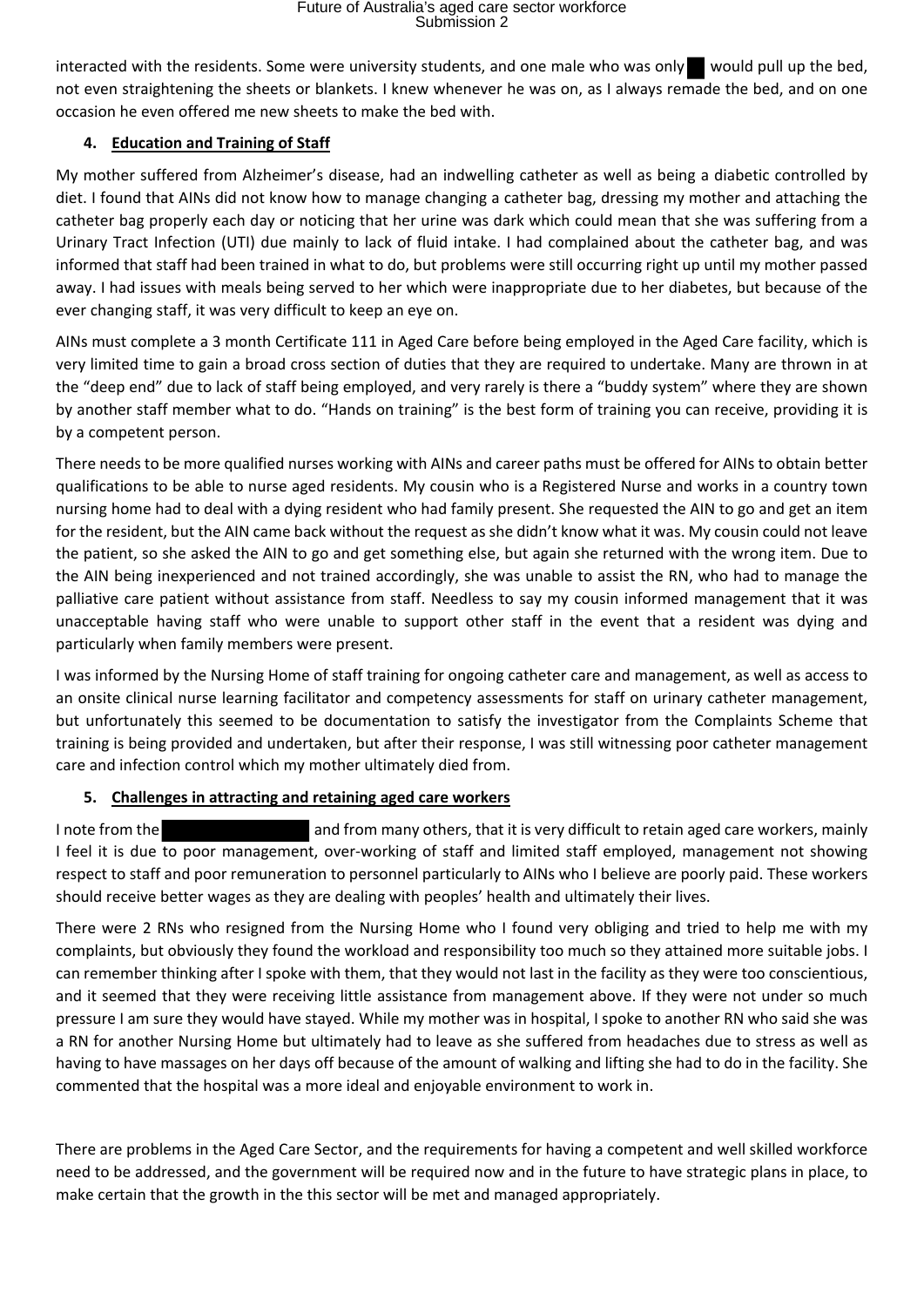interacted with the residents. Some were university students, and one male who was only ██ would pull up the bed, not even straightening the sheets or blankets. I knew whenever he was on, as I always remade the bed, and on one occasion he even offered me new sheets to make the bed with.

4. **Education and Training of Staff**

My mother suffered from Alzheimer's disease, had an indwelling catheter as well as being a diabetic controlled by diet. I found that AINs did not know how to manage changing a catheter bag, dressing my mother and attaching the catheter bag properly each day or noticing that her urine was dark which could mean that she was suffering from a Urinary Tract Infection (UTI) due mainly to lack of fluid intake. I had complained about the catheter bag, and was informed that staff had been trained in what to do, but problems were still occurring right up until my mother passed away. I had issues with meals being served to her which were inappropriate due to her diabetes, but because of the ever changing staff, it was very difficult to keep an eye on.

AINs must complete a 3 month Certificate 111 in Aged Care before being employed in the Aged Care facility, which is very limited time to gain a broad cross section of duties that they are required to undertake. Many are thrown in at the "deep end" due to lack of staff being employed, and very rarely is there a "buddy system" where they are shown by another staff member what to do. "Hands on training" is the best form of training you can receive, providing it is by a competent person.

There needs to be more qualified nurses working with AINs and career paths must be offered for AINs to obtain better qualifications to be able to nurse aged residents. My cousin who is a Registered Nurse and works in a country town nursing home had to deal with a dying resident who had family present. She requested the AIN to go and get an item for the resident, but the AIN came back without the request as she didn't know what it was. My cousin could not leave the patient, so she asked the AIN to go and get something else, but again she returned with the wrong item. Due to the AIN being inexperienced and not trained accordingly, she was unable to assist the RN, who had to manage the palliative care patient without assistance from staff. Needless to say my cousin informed management that it was unacceptable having staff who were unable to support other staff in the event that a resident was dying and particularly when family members were present.

I was informed by the Nursing Home of staff training for ongoing catheter care and management, as well as access to an onsite clinical nurse learning facilitator and competency assessments for staff on urinary catheter management, but unfortunately this seemed to be documentation to satisfy the investigator from the Complaints Scheme that training is being provided and undertaken, but after their response, I was still witnessing poor catheter management care and infection control which my mother ultimately died from.

5. **Challenges in attracting and retaining aged care workers**

I note from the ██████████ and from many others, that it is very difficult to retain aged care workers, mainly I feel it is due to poor management, over-working of staff and limited staff employed, management not showing respect to staff and poor remuneration to personnel particularly to AINs who I believe are poorly paid. These workers should receive better wages as they are dealing with peoples' health and ultimately their lives.

There were 2 RNs who resigned from the Nursing Home who I found very obliging and tried to help me with my complaints, but obviously they found the workload and responsibility too much so they attained more suitable jobs. I can remember thinking after I spoke with them, that they would not last in the facility as they were too conscientious, and it seemed that they were receiving little assistance from management above. If they were not under so much pressure I am sure they would have stayed. While my mother was in hospital, I spoke to another RN who said she was a RN for another Nursing Home but ultimately had to leave as she suffered from headaches due to stress as well as having to have massages on her days off because of the amount of walking and lifting she had to do in the facility. She commented that the hospital was a more ideal and enjoyable environment to work in.

There are problems in the Aged Care Sector, and the requirements for having a competent and well skilled workforce need to be addressed, and the government will be required now and in the future to have strategic plans in place, to make certain that the growth in the this sector will be met and managed appropriately.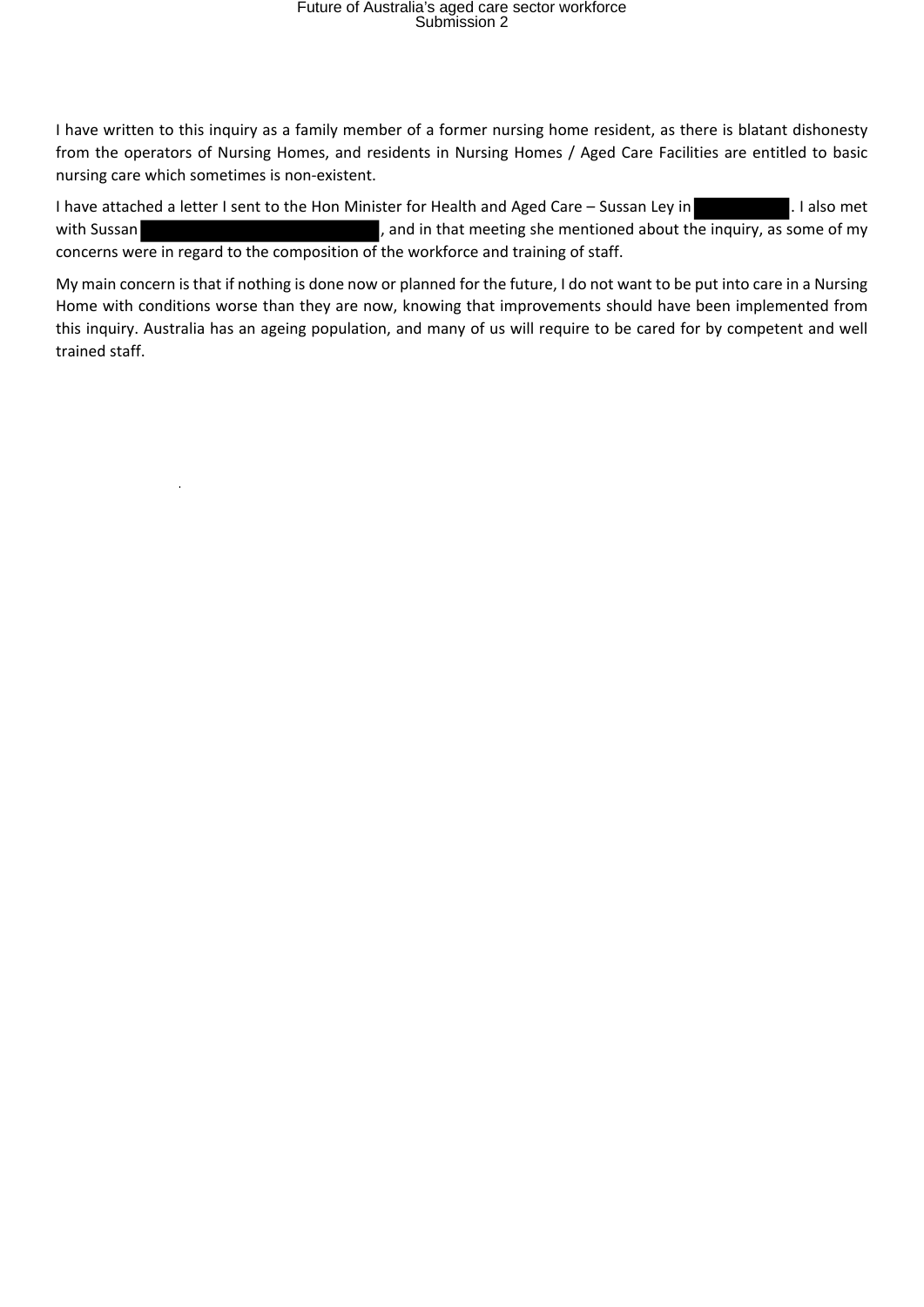I have written to this inquiry as a family member of a former nursing home resident, as there is blatant dishonesty from the operators of Nursing Homes, and residents in Nursing Homes / Aged Care Facilities are entitled to basic nursing care which sometimes is non-existent.

I have attached a letter I sent to the Hon Minister for Health and Aged Care – Sussan Ley in ██████. I also met with Sussan ████████████████, and in that meeting she mentioned about the inquiry, as some of my concerns were in regard to the composition of the workforce and training of staff.

My main concern is that if nothing is done now or planned for the future, I do not want to be put into care in a Nursing Home with conditions worse than they are now, knowing that improvements should have been implemented from this inquiry. Australia has an ageing population, and many of us will require to be cared for by competent and well trained staff.